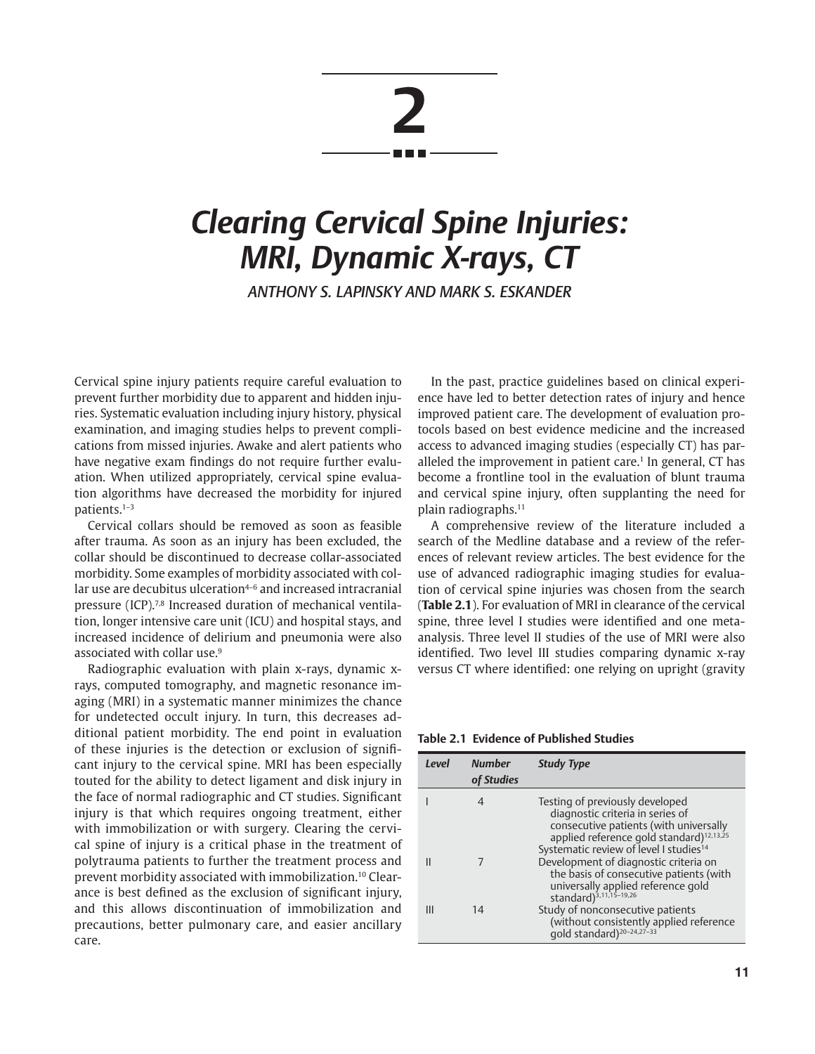# 2

# Clearing Cervical Spine Injuries: MRI, Dynamic X-rays, CT

ANTHONY S. LAPINSKY AND MARK S. ESKANDER

Cervical spine injury patients require careful evaluation to prevent further morbidity due to apparent and hidden injuries. Systematic evaluation including injury history, physical examination, and imaging studies helps to prevent complications from missed injuries. Awake and alert patients who have negative exam findings do not require further evaluation. When utilized appropriately, cervical spine evaluation algorithms have decreased the morbidity for injured patients.[1–3]

Cervical collars should be removed as soon as feasible after trauma. As soon as an injury has been excluded, the collar should be discontinued to decrease collar-associated morbidity. Some examples of morbidity associated with collar use are decubitus ulceration[4–6] and increased intracranial pressure (ICP).[7,8] Increased duration of mechanical ventilation, longer intensive care unit (ICU) and hospital stays, and increased incidence of delirium and pneumonia were also associated with collar use.[9]

Radiographic evaluation with plain x-rays, dynamic x-rays, computed tomography, and magnetic resonance imaging (MRI) in a systematic manner minimizes the chance for undetected occult injury. In turn, this decreases additional patient morbidity. The end point in evaluation of these injuries is the detection or exclusion of significant injury to the cervical spine. MRI has been especially touted for the ability to detect ligament and disk injury in the face of normal radiographic and CT studies. Significant injury is that which requires ongoing treatment, either with immobilization or with surgery. Clearing the cervical spine of injury is a critical phase in the treatment of polytrauma patients to further the treatment process and prevent morbidity associated with immobilization.[10] Clearance is best defined as the exclusion of significant injury, and this allows discontinuation of immobilization and precautions, better pulmonary care, and easier ancillary care.

In the past, practice guidelines based on clinical experience have led to better detection rates of injury and hence improved patient care. The development of evaluation protocols based on best evidence medicine and the increased access to advanced imaging studies (especially CT) has paralleled the improvement in patient care.[1] In general, CT has become a frontline tool in the evaluation of blunt trauma and cervical spine injury, often supplanting the need for plain radiographs.[11]

A comprehensive review of the literature included a search of the Medline database and a review of the references of relevant review articles. The best evidence for the use of advanced radiographic imaging studies for evaluation of cervical spine injuries was chosen from the search (**Table 2.1**). For evaluation of MRI in clearance of the cervical spine, three level I studies were identified and one meta-analysis. Three level II studies of the use of MRI were also identified. Two level III studies comparing dynamic x-ray versus CT where identified: one relying on upright (gravity

**Table 2.1 Evidence of Published Studies**

| *Level* | *Number of Studies* | *Study Type* |
|---|---|---|
| I | 4 | Testing of previously developed diagnostic criteria in series of consecutive patients (with universally applied reference gold standard)[12,13,25]<br>Systematic review of level I studies[14] |
| II | 7 | Development of diagnostic criteria on the basis of consecutive patients (with universally applied reference gold standard)[3,11,15–19,26] |
| III | 14 | Study of nonconsecutive patients (without consistently applied reference gold standard)[20–24,27–33] |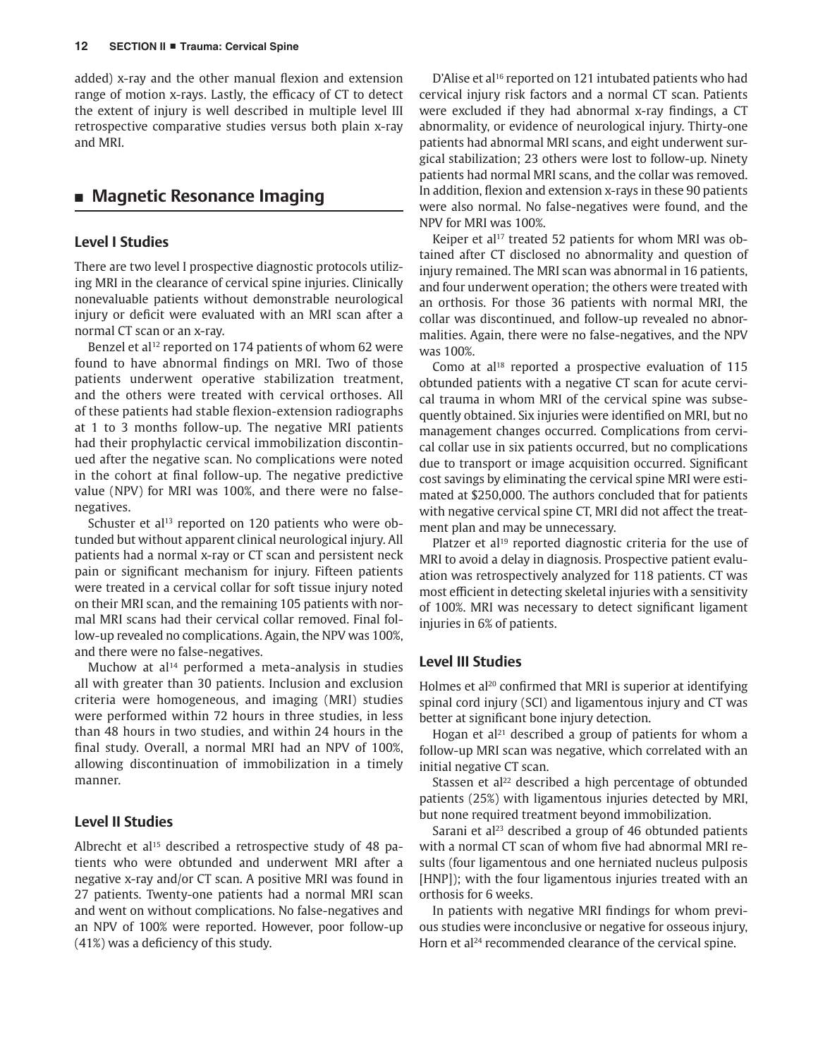added) x-ray and the other manual flexion and extension range of motion x-rays. Lastly, the efficacy of CT to detect the extent of injury is well described in multiple level III retrospective comparative studies versus both plain x-ray and MRI.

## ■ Magnetic Resonance Imaging

### Level I Studies

There are two level I prospective diagnostic protocols utilizing MRI in the clearance of cervical spine injuries. Clinically nonevaluable patients without demonstrable neurological injury or deficit were evaluated with an MRI scan after a normal CT scan or an x-ray.

Benzel et al[12] reported on 174 patients of whom 62 were found to have abnormal findings on MRI. Two of those patients underwent operative stabilization treatment, and the others were treated with cervical orthoses. All of these patients had stable flexion-extension radiographs at 1 to 3 months follow-up. The negative MRI patients had their prophylactic cervical immobilization discontinued after the negative scan. No complications were noted in the cohort at final follow-up. The negative predictive value (NPV) for MRI was 100%, and there were no false-negatives.

Schuster et al[13] reported on 120 patients who were obtunded but without apparent clinical neurological injury. All patients had a normal x-ray or CT scan and persistent neck pain or significant mechanism for injury. Fifteen patients were treated in a cervical collar for soft tissue injury noted on their MRI scan, and the remaining 105 patients with normal MRI scans had their cervical collar removed. Final follow-up revealed no complications. Again, the NPV was 100%, and there were no false-negatives.

Muchow at al[14] performed a meta-analysis in studies all with greater than 30 patients. Inclusion and exclusion criteria were homogeneous, and imaging (MRI) studies were performed within 72 hours in three studies, in less than 48 hours in two studies, and within 24 hours in the final study. Overall, a normal MRI had an NPV of 100%, allowing discontinuation of immobilization in a timely manner.

### Level II Studies

Albrecht et al[15] described a retrospective study of 48 patients who were obtunded and underwent MRI after a negative x-ray and/or CT scan. A positive MRI was found in 27 patients. Twenty-one patients had a normal MRI scan and went on without complications. No false-negatives and an NPV of 100% were reported. However, poor follow-up (41%) was a deficiency of this study.

D'Alise et al[16] reported on 121 intubated patients who had cervical injury risk factors and a normal CT scan. Patients were excluded if they had abnormal x-ray findings, a CT abnormality, or evidence of neurological injury. Thirty-one patients had abnormal MRI scans, and eight underwent surgical stabilization; 23 others were lost to follow-up. Ninety patients had normal MRI scans, and the collar was removed. In addition, flexion and extension x-rays in these 90 patients were also normal. No false-negatives were found, and the NPV for MRI was 100%.

Keiper et al[17] treated 52 patients for whom MRI was obtained after CT disclosed no abnormality and question of injury remained. The MRI scan was abnormal in 16 patients, and four underwent operation; the others were treated with an orthosis. For those 36 patients with normal MRI, the collar was discontinued, and follow-up revealed no abnormalities. Again, there were no false-negatives, and the NPV was 100%.

Como at al[18] reported a prospective evaluation of 115 obtunded patients with a negative CT scan for acute cervical trauma in whom MRI of the cervical spine was subsequently obtained. Six injuries were identified on MRI, but no management changes occurred. Complications from cervical collar use in six patients occurred, but no complications due to transport or image acquisition occurred. Significant cost savings by eliminating the cervical spine MRI were estimated at $250,000. The authors concluded that for patients with negative cervical spine CT, MRI did not affect the treatment plan and may be unnecessary.

Platzer et al[19] reported diagnostic criteria for the use of MRI to avoid a delay in diagnosis. Prospective patient evaluation was retrospectively analyzed for 118 patients. CT was most efficient in detecting skeletal injuries with a sensitivity of 100%. MRI was necessary to detect significant ligament injuries in 6% of patients.

### Level III Studies

Holmes et al[20] confirmed that MRI is superior at identifying spinal cord injury (SCI) and ligamentous injury and CT was better at significant bone injury detection.

Hogan et al[21] described a group of patients for whom a follow-up MRI scan was negative, which correlated with an initial negative CT scan.

Stassen et al[22] described a high percentage of obtunded patients (25%) with ligamentous injuries detected by MRI, but none required treatment beyond immobilization.

Sarani et al[23] described a group of 46 obtunded patients with a normal CT scan of whom five had abnormal MRI results (four ligamentous and one herniated nucleus pulposis [HNP]); with the four ligamentous injuries treated with an orthosis for 6 weeks.

In patients with negative MRI findings for whom previous studies were inconclusive or negative for osseous injury, Horn et al[24] recommended clearance of the cervical spine.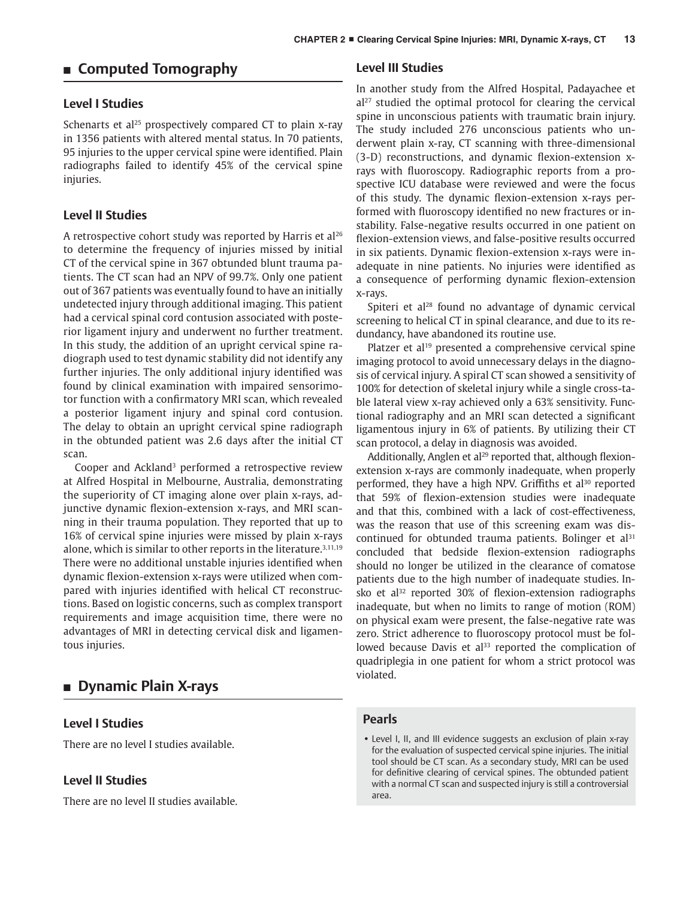## Computed Tomography

### Level I Studies

Schenarts et al[25] prospectively compared CT to plain x-ray in 1356 patients with altered mental status. In 70 patients, 95 injuries to the upper cervical spine were identified. Plain radiographs failed to identify 45% of the cervical spine injuries.

### Level II Studies

A retrospective cohort study was reported by Harris et al[26] to determine the frequency of injuries missed by initial CT of the cervical spine in 367 obtunded blunt trauma patients. The CT scan had an NPV of 99.7%. Only one patient out of 367 patients was eventually found to have an initially undetected injury through additional imaging. This patient had a cervical spinal cord contusion associated with posterior ligament injury and underwent no further treatment. In this study, the addition of an upright cervical spine radiograph used to test dynamic stability did not identify any further injuries. The only additional injury identified was found by clinical examination with impaired sensorimotor function with a confirmatory MRI scan, which revealed a posterior ligament injury and spinal cord contusion. The delay to obtain an upright cervical spine radiograph in the obtunded patient was 2.6 days after the initial CT scan.

Cooper and Ackland[3] performed a retrospective review at Alfred Hospital in Melbourne, Australia, demonstrating the superiority of CT imaging alone over plain x-rays, adjunctive dynamic flexion-extension x-rays, and MRI scanning in their trauma population. They reported that up to 16% of cervical spine injuries were missed by plain x-rays alone, which is similar to other reports in the literature.[3,11,19] There were no additional unstable injuries identified when dynamic flexion-extension x-rays were utilized when compared with injuries identified with helical CT reconstructions. Based on logistic concerns, such as complex transport requirements and image acquisition time, there were no advantages of MRI in detecting cervical disk and ligamentous injuries.

## Dynamic Plain X-rays

### Level I Studies

There are no level I studies available.

### Level II Studies

There are no level II studies available.

### Level III Studies

In another study from the Alfred Hospital, Padayachee et al[27] studied the optimal protocol for clearing the cervical spine in unconscious patients with traumatic brain injury. The study included 276 unconscious patients who underwent plain x-ray, CT scanning with three-dimensional (3-D) reconstructions, and dynamic flexion-extension x-rays with fluoroscopy. Radiographic reports from a prospective ICU database were reviewed and were the focus of this study. The dynamic flexion-extension x-rays performed with fluoroscopy identified no new fractures or instability. False-negative results occurred in one patient on flexion-extension views, and false-positive results occurred in six patients. Dynamic flexion-extension x-rays were inadequate in nine patients. No injuries were identified as a consequence of performing dynamic flexion-extension x-rays.

Spiteri et al[28] found no advantage of dynamic cervical screening to helical CT in spinal clearance, and due to its redundancy, have abandoned its routine use.

Platzer et al[19] presented a comprehensive cervical spine imaging protocol to avoid unnecessary delays in the diagnosis of cervical injury. A spiral CT scan showed a sensitivity of 100% for detection of skeletal injury while a single cross-table lateral view x-ray achieved only a 63% sensitivity. Functional radiography and an MRI scan detected a significant ligamentous injury in 6% of patients. By utilizing their CT scan protocol, a delay in diagnosis was avoided.

Additionally, Anglen et al[29] reported that, although flexion-extension x-rays are commonly inadequate, when properly performed, they have a high NPV. Griffiths et al[30] reported that 59% of flexion-extension studies were inadequate and that this, combined with a lack of cost-effectiveness, was the reason that use of this screening exam was discontinued for obtunded trauma patients. Bolinger et al[31] concluded that bedside flexion-extension radiographs should no longer be utilized in the clearance of comatose patients due to the high number of inadequate studies. Insko et al[32] reported 30% of flexion-extension radiographs inadequate, but when no limits to range of motion (ROM) on physical exam were present, the false-negative rate was zero. Strict adherence to fluoroscopy protocol must be followed because Davis et al[33] reported the complication of quadriplegia in one patient for whom a strict protocol was violated.

### Pearls

- Level I, II, and III evidence suggests an exclusion of plain x-ray for the evaluation of suspected cervical spine injuries. The initial tool should be CT scan. As a secondary study, MRI can be used for definitive clearing of cervical spines. The obtunded patient with a normal CT scan and suspected injury is still a controversial area.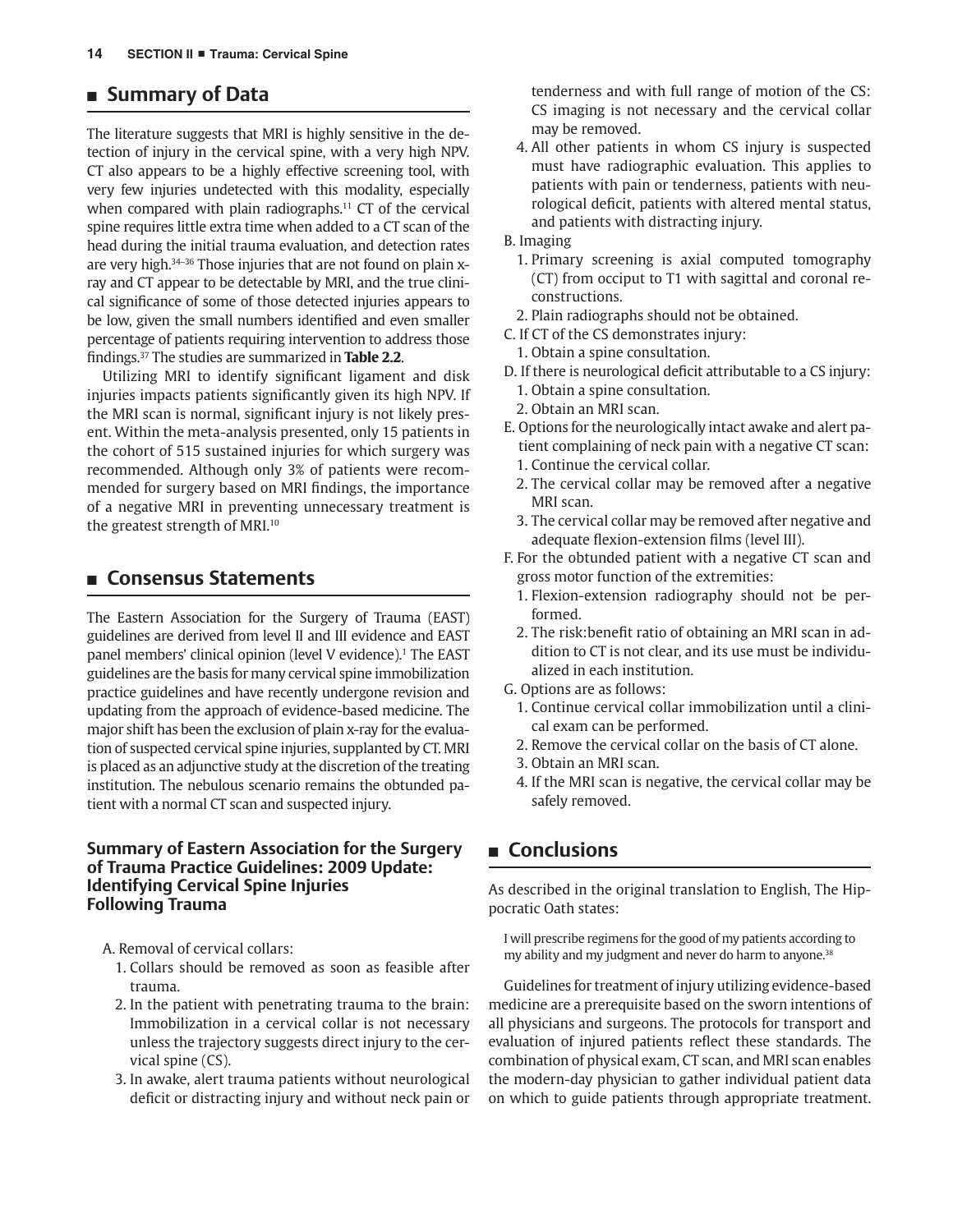## Summary of Data

The literature suggests that MRI is highly sensitive in the detection of injury in the cervical spine, with a very high NPV. CT also appears to be a highly effective screening tool, with very few injuries undetected with this modality, especially when compared with plain radiographs.[11] CT of the cervical spine requires little extra time when added to a CT scan of the head during the initial trauma evaluation, and detection rates are very high.[34–36] Those injuries that are not found on plain x-ray and CT appear to be detectable by MRI, and the true clinical significance of some of those detected injuries appears to be low, given the small numbers identified and even smaller percentage of patients requiring intervention to address those findings.[37] The studies are summarized in **Table 2.2**.

Utilizing MRI to identify significant ligament and disk injuries impacts patients significantly given its high NPV. If the MRI scan is normal, significant injury is not likely present. Within the meta-analysis presented, only 15 patients in the cohort of 515 sustained injuries for which surgery was recommended. Although only 3% of patients were recommended for surgery based on MRI findings, the importance of a negative MRI in preventing unnecessary treatment is the greatest strength of MRI.[10]

## Consensus Statements

The Eastern Association for the Surgery of Trauma (EAST) guidelines are derived from level II and III evidence and EAST panel members' clinical opinion (level V evidence).[1] The EAST guidelines are the basis for many cervical spine immobilization practice guidelines and have recently undergone revision and updating from the approach of evidence-based medicine. The major shift has been the exclusion of plain x-ray for the evaluation of suspected cervical spine injuries, supplanted by CT. MRI is placed as an adjunctive study at the discretion of the treating institution. The nebulous scenario remains the obtunded patient with a normal CT scan and suspected injury.

### Summary of Eastern Association for the Surgery of Trauma Practice Guidelines: 2009 Update: Identifying Cervical Spine Injuries Following Trauma

A. Removal of cervical collars:
   1. Collars should be removed as soon as feasible after trauma.
   2. In the patient with penetrating trauma to the brain: Immobilization in a cervical collar is not necessary unless the trajectory suggests direct injury to the cervical spine (CS).
   3. In awake, alert trauma patients without neurological deficit or distracting injury and without neck pain or tenderness and with full range of motion of the CS: CS imaging is not necessary and the cervical collar may be removed.
   4. All other patients in whom CS injury is suspected must have radiographic evaluation. This applies to patients with pain or tenderness, patients with neurological deficit, patients with altered mental status, and patients with distracting injury.

B. Imaging
   1. Primary screening is axial computed tomography (CT) from occiput to T1 with sagittal and coronal reconstructions.
   2. Plain radiographs should not be obtained.

C. If CT of the CS demonstrates injury:
   1. Obtain a spine consultation.

D. If there is neurological deficit attributable to a CS injury:
   1. Obtain a spine consultation.
   2. Obtain an MRI scan.

E. Options for the neurologically intact awake and alert patient complaining of neck pain with a negative CT scan:
   1. Continue the cervical collar.
   2. The cervical collar may be removed after a negative MRI scan.
   3. The cervical collar may be removed after negative and adequate flexion-extension films (level III).

F. For the obtunded patient with a negative CT scan and gross motor function of the extremities:
   1. Flexion-extension radiography should not be performed.
   2. The risk:benefit ratio of obtaining an MRI scan in addition to CT is not clear, and its use must be individualized in each institution.

G. Options are as follows:
   1. Continue cervical collar immobilization until a clinical exam can be performed.
   2. Remove the cervical collar on the basis of CT alone.
   3. Obtain an MRI scan.
   4. If the MRI scan is negative, the cervical collar may be safely removed.

## Conclusions

As described in the original translation to English, The Hippocratic Oath states:

> I will prescribe regimens for the good of my patients according to my ability and my judgment and never do harm to anyone.[38]

Guidelines for treatment of injury utilizing evidence-based medicine are a prerequisite based on the sworn intentions of all physicians and surgeons. The protocols for transport and evaluation of injured patients reflect these standards. The combination of physical exam, CT scan, and MRI scan enables the modern-day physician to gather individual patient data on which to guide patients through appropriate treatment.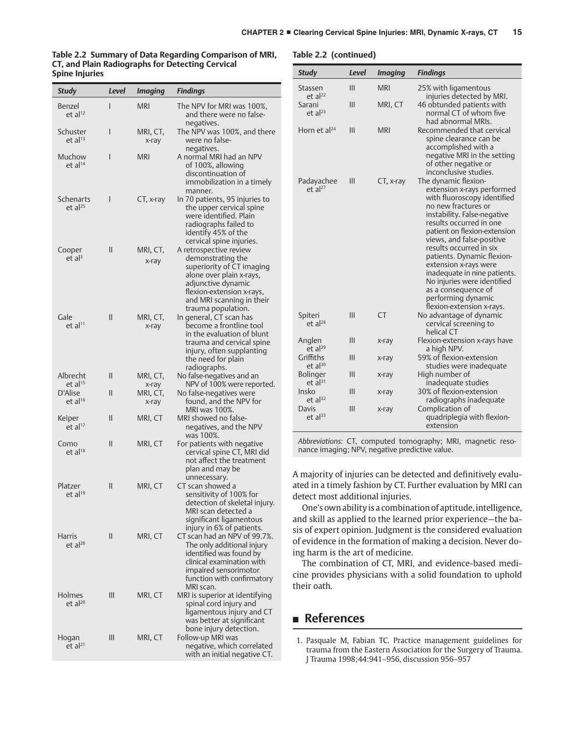**Table 2.2 Summary of Data Regarding Comparison of MRI, CT, and Plain Radiographs for Detecting Cervical Spine Injuries**

| Study | Level | Imaging | Findings |
|---|---|---|---|
| Benzel et al[12] | I | MRI | The NPV for MRI was 100%, and there were no false-negatives. |
| Schuster et al[13] | I | MRI, CT, x-ray | The NPV was 100%, and there were no false-negatives. |
| Muchow et al[14] | I | MRI | A normal MRI had an NPV of 100%, allowing discontinuation of immobilization in a timely manner. |
| Schenarts et al[25] | I | CT, x-ray | In 70 patients, 95 injuries to the upper cervical spine were identified. Plain radiographs failed to identify 45% of the cervical spine injuries. |
| Cooper et al[3] | II | MRI, CT, x-ray | A retrospective review demonstrating the superiority of CT imaging alone over plain x-rays, adjunctive dynamic flexion-extension x-rays, and MRI scanning in their trauma population. |
| Gale et al[11] | II | MRI, CT, x-ray | In general, CT scan has become a frontline tool in the evaluation of blunt trauma and cervical spine injury, often supplanting the need for plain radiographs. |
| Albrecht et al[15] | II | MRI, CT, x-ray | No false-negatives and an NPV of 100% were reported. |
| D'Alise et al[16] | II | MRI, CT, x-ray | No false-negatives were found, and the NPV for MRI was 100%. |
| Keiper et al[17] | II | MRI, CT | MRI showed no false-negatives, and the NPV was 100%. |
| Como et al[18] | II | MRI, CT | For patients with negative cervical spine CT, MRI did not affect the treatment plan and may be unnecessary. |
| Platzer et al[19] | II | MRI, CT | CT scan showed a sensitivity of 100% for detection of skeletal injury. MRI scan detected a significant ligamentous injury in 6% of patients. |
| Harris et al[26] | II | MRI, CT | CT scan had an NPV of 99.7%. The only additional injury identified was found by clinical examination with impaired sensorimotor function with confirmatory MRI scan. |
| Holmes et al[20] | III | MRI, CT | MRI is superior at identifying spinal cord injury and ligamentous injury and CT was better at significant bone injury detection. |
| Hogan et al[21] | III | MRI, CT | Follow-up MRI was negative, which correlated with an initial negative CT. |
| Stassen et al[22] | III | MRI | 25% with ligamentous injuries detected by MRI. |
| Sarani et al[23] | III | MRI, CT | 46 obtunded patients with normal CT of whom five had abnormal MRIs. |
| Horn et al[24] | III | MRI | Recommended that cervical spine clearance can be accomplished with a negative MRI in the setting of other negative or inconclusive studies. |
| Padayachee et al[27] | III | CT, x-ray | The dynamic flexion-extension x-rays performed with fluoroscopy identified no new fractures or instability. False-negative results occurred in one patient on flexion-extension views, and false-positive results occurred in six patients. Dynamic flexion-extension x-rays were inadequate in nine patients. No injuries were identified as a consequence of performing dynamic flexion-extension x-rays. |
| Spiteri et al[28] | III | CT | No advantage of dynamic cervical screening to helical CT |
| Anglen et al[29] | III | x-ray | Flexion-extension x-rays have a high NPV. |
| Griffiths et al[30] | III | x-ray | 59% of flexion-extension studies were inadequate |
| Bolinger et al[31] | III | x-ray | High number of inadequate studies |
| Insko et al[32] | III | x-ray | 30% of flexion-extension radiographs inadequate |
| Davis et al[33] | III | x-ray | Complication of quadriplegia with flexion-extension |

*Abbreviations:* CT, computed tomography; MRI, magnetic resonance imaging; NPV, negative predictive value.

A majority of injuries can be detected and definitively evaluated in a timely fashion by CT. Further evaluation by MRI can detect most additional injuries.

One's own ability is a combination of aptitude, intelligence, and skill as applied to the learned prior experience—the basis of expert opinion. Judgment is the considered evaluation of evidence in the formation of making a decision. Never doing harm is the art of medicine.

The combination of CT, MRI, and evidence-based medicine provides physicians with a solid foundation to uphold their oath.

## References

1. Pasquale M, Fabian TC. Practice management guidelines for trauma from the Eastern Association for the Surgery of Trauma. J Trauma 1998;44:941–956, discussion 956–957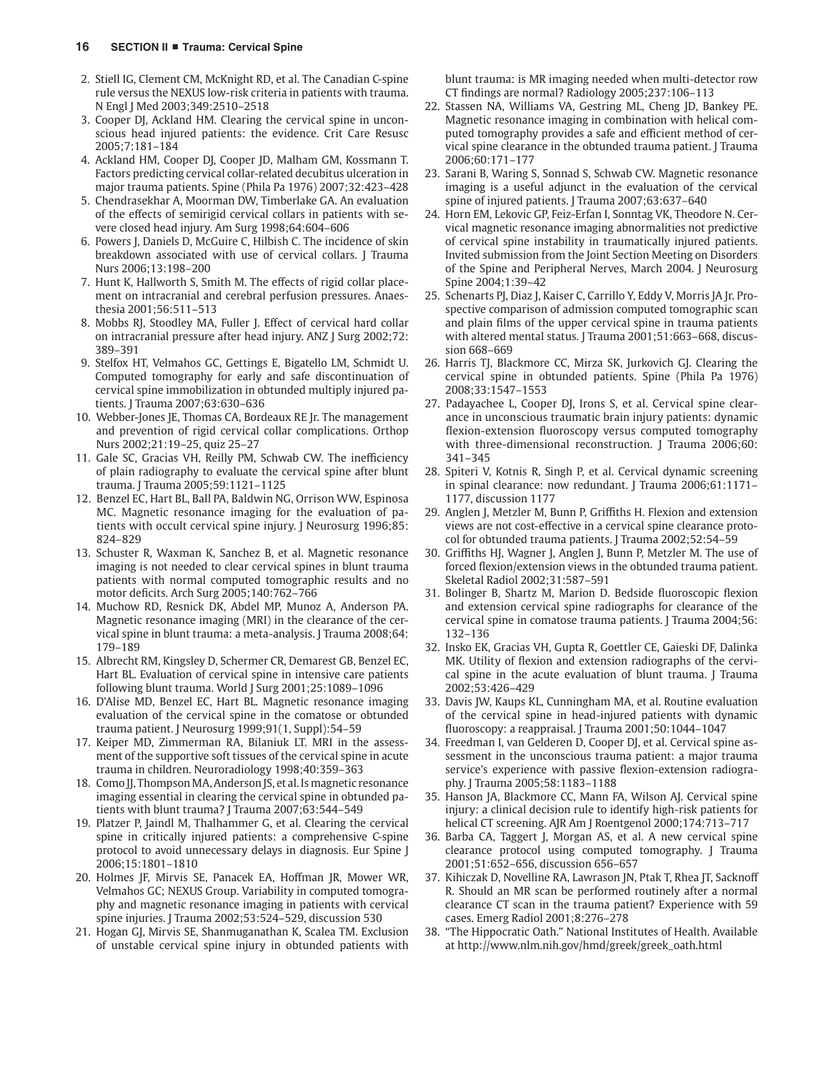2. Stiell IG, Clement CM, McKnight RD, et al. The Canadian C-spine rule versus the NEXUS low-risk criteria in patients with trauma. N Engl J Med 2003;349:2510–2518
3. Cooper DJ, Ackland HM. Clearing the cervical spine in unconscious head injured patients: the evidence. Crit Care Resusc 2005;7:181–184
4. Ackland HM, Cooper DJ, Cooper JD, Malham GM, Kossmann T. Factors predicting cervical collar-related decubitus ulceration in major trauma patients. Spine (Phila Pa 1976) 2007;32:423–428
5. Chendrasekhar A, Moorman DW, Timberlake GA. An evaluation of the effects of semirigid cervical collars in patients with severe closed head injury. Am Surg 1998;64:604–606
6. Powers J, Daniels D, McGuire C, Hilbish C. The incidence of skin breakdown associated with use of cervical collars. J Trauma Nurs 2006;13:198–200
7. Hunt K, Hallworth S, Smith M. The effects of rigid collar placement on intracranial and cerebral perfusion pressures. Anaesthesia 2001;56:511–513
8. Mobbs RJ, Stoodley MA, Fuller J. Effect of cervical hard collar on intracranial pressure after head injury. ANZ J Surg 2002;72:389–391
9. Stelfox HT, Velmahos GC, Gettings E, Bigatello LM, Schmidt U. Computed tomography for early and safe discontinuation of cervical spine immobilization in obtunded multiply injured patients. J Trauma 2007;63:630–636
10. Webber-Jones JE, Thomas CA, Bordeaux RE Jr. The management and prevention of rigid cervical collar complications. Orthop Nurs 2002;21:19–25, quiz 25–27
11. Gale SC, Gracias VH, Reilly PM, Schwab CW. The inefficiency of plain radiography to evaluate the cervical spine after blunt trauma. J Trauma 2005;59:1121–1125
12. Benzel EC, Hart BL, Ball PA, Baldwin NG, Orrison WW, Espinosa MC. Magnetic resonance imaging for the evaluation of patients with occult cervical spine injury. J Neurosurg 1996;85:824–829
13. Schuster R, Waxman K, Sanchez B, et al. Magnetic resonance imaging is not needed to clear cervical spines in blunt trauma patients with normal computed tomographic results and no motor deficits. Arch Surg 2005;140:762–766
14. Muchow RD, Resnick DK, Abdel MP, Munoz A, Anderson PA. Magnetic resonance imaging (MRI) in the clearance of the cervical spine in blunt trauma: a meta-analysis. J Trauma 2008;64:179–189
15. Albrecht RM, Kingsley D, Schermer CR, Demarest GB, Benzel EC, Hart BL. Evaluation of cervical spine in intensive care patients following blunt trauma. World J Surg 2001;25:1089–1096
16. D'Alise MD, Benzel EC, Hart BL. Magnetic resonance imaging evaluation of the cervical spine in the comatose or obtunded trauma patient. J Neurosurg 1999;91(1, Suppl):54–59
17. Keiper MD, Zimmerman RA, Bilaniuk LT. MRI in the assessment of the supportive soft tissues of the cervical spine in acute trauma in children. Neuroradiology 1998;40:359–363
18. Como JJ, Thompson MA, Anderson JS, et al. Is magnetic resonance imaging essential in clearing the cervical spine in obtunded patients with blunt trauma? J Trauma 2007;63:544–549
19. Platzer P, Jaindl M, Thalhammer G, et al. Clearing the cervical spine in critically injured patients: a comprehensive C-spine protocol to avoid unnecessary delays in diagnosis. Eur Spine J 2006;15:1801–1810
20. Holmes JF, Mirvis SE, Panacek EA, Hoffman JR, Mower WR, Velmahos GC; NEXUS Group. Variability in computed tomography and magnetic resonance imaging in patients with cervical spine injuries. J Trauma 2002;53:524–529, discussion 530
21. Hogan GJ, Mirvis SE, Shanmuganathan K, Scalea TM. Exclusion of unstable cervical spine injury in obtunded patients with blunt trauma: is MR imaging needed when multi-detector row CT findings are normal? Radiology 2005;237:106–113
22. Stassen NA, Williams VA, Gestring ML, Cheng JD, Bankey PE. Magnetic resonance imaging in combination with helical computed tomography provides a safe and efficient method of cervical spine clearance in the obtunded trauma patient. J Trauma 2006;60:171–177
23. Sarani B, Waring S, Sonnad S, Schwab CW. Magnetic resonance imaging is a useful adjunct in the evaluation of the cervical spine of injured patients. J Trauma 2007;63:637–640
24. Horn EM, Lekovic GP, Feiz-Erfan I, Sonntag VK, Theodore N. Cervical magnetic resonance imaging abnormalities not predictive of cervical spine instability in traumatically injured patients. Invited submission from the Joint Section Meeting on Disorders of the Spine and Peripheral Nerves, March 2004. J Neurosurg Spine 2004;1:39–42
25. Schenarts PJ, Diaz J, Kaiser C, Carrillo Y, Eddy V, Morris JA Jr. Prospective comparison of admission computed tomographic scan and plain films of the upper cervical spine in trauma patients with altered mental status. J Trauma 2001;51:663–668, discussion 668–669
26. Harris TJ, Blackmore CC, Mirza SK, Jurkovich GJ. Clearing the cervical spine in obtunded patients. Spine (Phila Pa 1976) 2008;33:1547–1553
27. Padayachee L, Cooper DJ, Irons S, et al. Cervical spine clearance in unconscious traumatic brain injury patients: dynamic flexion-extension fluoroscopy versus computed tomography with three-dimensional reconstruction. J Trauma 2006;60:341–345
28. Spiteri V, Kotnis R, Singh P, et al. Cervical dynamic screening in spinal clearance: now redundant. J Trauma 2006;61:1171–1177, discussion 1177
29. Anglen J, Metzler M, Bunn P, Griffiths H. Flexion and extension views are not cost-effective in a cervical spine clearance protocol for obtunded trauma patients. J Trauma 2002;52:54–59
30. Griffiths HJ, Wagner J, Anglen J, Bunn P, Metzler M. The use of forced flexion/extension views in the obtunded trauma patient. Skeletal Radiol 2002;31:587–591
31. Bolinger B, Shartz M, Marion D. Bedside fluoroscopic flexion and extension cervical spine radiographs for clearance of the cervical spine in comatose trauma patients. J Trauma 2004;56:132–136
32. Insko EK, Gracias VH, Gupta R, Goettler CE, Gaieski DF, Dalinka MK. Utility of flexion and extension radiographs of the cervical spine in the acute evaluation of blunt trauma. J Trauma 2002;53:426–429
33. Davis JW, Kaups KL, Cunningham MA, et al. Routine evaluation of the cervical spine in head-injured patients with dynamic fluoroscopy: a reappraisal. J Trauma 2001;50:1044–1047
34. Freedman I, van Gelderen D, Cooper DJ, et al. Cervical spine assessment in the unconscious trauma patient: a major trauma service's experience with passive flexion-extension radiography. J Trauma 2005;58:1183–1188
35. Hanson JA, Blackmore CC, Mann FA, Wilson AJ. Cervical spine injury: a clinical decision rule to identify high-risk patients for helical CT screening. AJR Am J Roentgenol 2000;174:713–717
36. Barba CA, Taggert J, Morgan AS, et al. A new cervical spine clearance protocol using computed tomography. J Trauma 2001;51:652–656, discussion 656–657
37. Kihiczak D, Novelline RA, Lawrason JN, Ptak T, Rhea JT, Sacknoff R. Should an MR scan be performed routinely after a normal clearance CT scan in the trauma patient? Experience with 59 cases. Emerg Radiol 2001;8:276–278
38. "The Hippocratic Oath." National Institutes of Health. Available at http://www.nlm.nih.gov/hmd/greek/greek_oath.html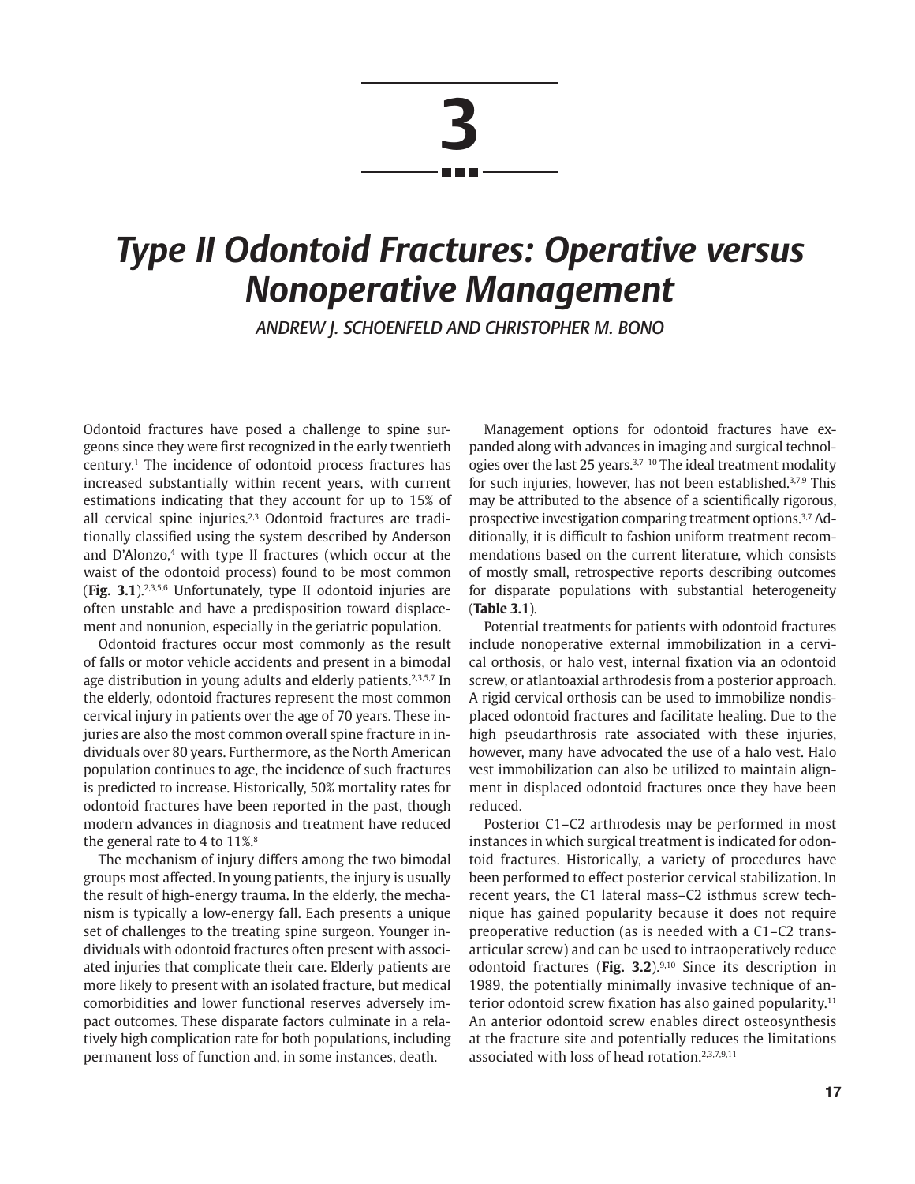# 3

# *Type II Odontoid Fractures: Operative versus Nonoperative Management*

*ANDREW J. SCHOENFELD AND CHRISTOPHER M. BONO*

Odontoid fractures have posed a challenge to spine surgeons since they were first recognized in the early twentieth century.[1] The incidence of odontoid process fractures has increased substantially within recent years, with current estimations indicating that they account for up to 15% of all cervical spine injuries.[2,3] Odontoid fractures are traditionally classified using the system described by Anderson and D'Alonzo,[4] with type II fractures (which occur at the waist of the odontoid process) found to be most common (**Fig. 3.1**).[2,3,5,6] Unfortunately, type II odontoid injuries are often unstable and have a predisposition toward displacement and nonunion, especially in the geriatric population.

Odontoid fractures occur most commonly as the result of falls or motor vehicle accidents and present in a bimodal age distribution in young adults and elderly patients.[2,3,5,7] In the elderly, odontoid fractures represent the most common cervical injury in patients over the age of 70 years. These injuries are also the most common overall spine fracture in individuals over 80 years. Furthermore, as the North American population continues to age, the incidence of such fractures is predicted to increase. Historically, 50% mortality rates for odontoid fractures have been reported in the past, though modern advances in diagnosis and treatment have reduced the general rate to 4 to 11%.[8]

The mechanism of injury differs among the two bimodal groups most affected. In young patients, the injury is usually the result of high-energy trauma. In the elderly, the mechanism is typically a low-energy fall. Each presents a unique set of challenges to the treating spine surgeon. Younger individuals with odontoid fractures often present with associated injuries that complicate their care. Elderly patients are more likely to present with an isolated fracture, but medical comorbidities and lower functional reserves adversely impact outcomes. These disparate factors culminate in a relatively high complication rate for both populations, including permanent loss of function and, in some instances, death.

Management options for odontoid fractures have expanded along with advances in imaging and surgical technologies over the last 25 years.[3,7–10] The ideal treatment modality for such injuries, however, has not been established.[3,7,9] This may be attributed to the absence of a scientifically rigorous, prospective investigation comparing treatment options.[3,7] Additionally, it is difficult to fashion uniform treatment recommendations based on the current literature, which consists of mostly small, retrospective reports describing outcomes for disparate populations with substantial heterogeneity (**Table 3.1**).

Potential treatments for patients with odontoid fractures include nonoperative external immobilization in a cervical orthosis, or halo vest, internal fixation via an odontoid screw, or atlantoaxial arthrodesis from a posterior approach. A rigid cervical orthosis can be used to immobilize nondisplaced odontoid fractures and facilitate healing. Due to the high pseudarthrosis rate associated with these injuries, however, many have advocated the use of a halo vest. Halo vest immobilization can also be utilized to maintain alignment in displaced odontoid fractures once they have been reduced.

Posterior C1–C2 arthrodesis may be performed in most instances in which surgical treatment is indicated for odontoid fractures. Historically, a variety of procedures have been performed to effect posterior cervical stabilization. In recent years, the C1 lateral mass–C2 isthmus screw technique has gained popularity because it does not require preoperative reduction (as is needed with a C1–C2 transarticular screw) and can be used to intraoperatively reduce odontoid fractures (**Fig. 3.2**).[9,10] Since its description in 1989, the potentially minimally invasive technique of anterior odontoid screw fixation has also gained popularity.[11] An anterior odontoid screw enables direct osteosynthesis at the fracture site and potentially reduces the limitations associated with loss of head rotation.[2,3,7,9,11]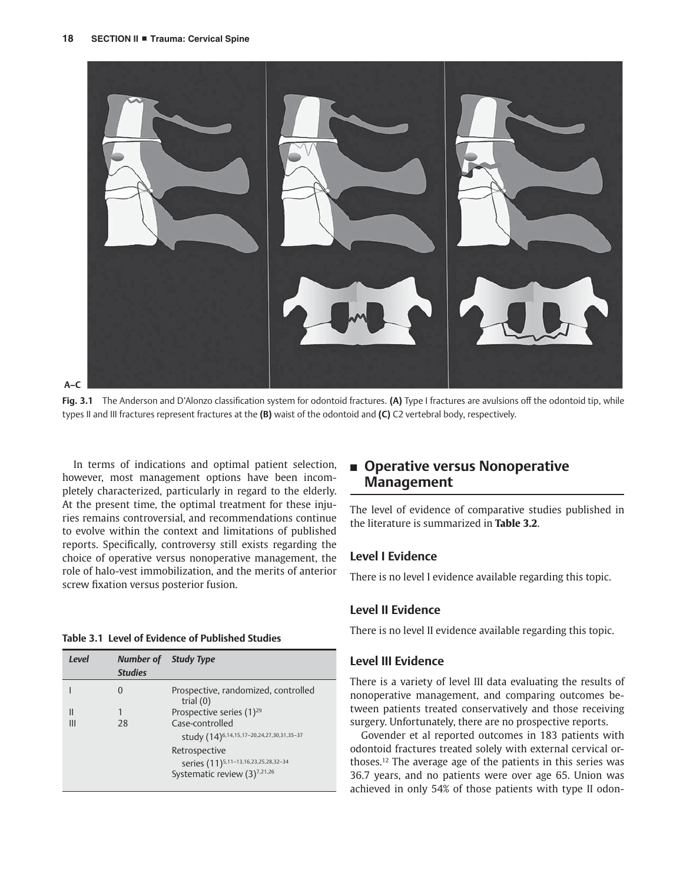A–C

**Fig. 3.1** The Anderson and D'Alonzo classification system for odontoid fractures. **(A)** Type I fractures are avulsions off the odontoid tip, while types II and III fractures represent fractures at the **(B)** waist of the odontoid and **(C)** C2 vertebral body, respectively.

In terms of indications and optimal patient selection, however, most management options have been incompletely characterized, particularly in regard to the elderly. At the present time, the optimal treatment for these injuries remains controversial, and recommendations continue to evolve within the context and limitations of published reports. Specifically, controversy still exists regarding the choice of operative versus nonoperative management, the role of halo-vest immobilization, and the merits of anterior screw fixation versus posterior fusion.

**Table 3.1 Level of Evidence of Published Studies**

| *Level* | *Number of Studies* | *Study Type* |
|---|---|---|
| I | 0 | Prospective, randomized, controlled trial (0) |
| II | 1 | Prospective series (1)[29] |
| III | 28 | Case-controlled study (14)[6,14,15,17–20,24,27,30,31,35–37] |
| | | Retrospective series (11)[5,11–13,16,23,25,28,32–34] |
| | | Systematic review (3)[7,21,26] |

## Operative versus Nonoperative Management

The level of evidence of comparative studies published in the literature is summarized in **Table 3.2**.

### Level I Evidence

There is no level I evidence available regarding this topic.

### Level II Evidence

There is no level II evidence available regarding this topic.

### Level III Evidence

There is a variety of level III data evaluating the results of nonoperative management, and comparing outcomes between patients treated conservatively and those receiving surgery. Unfortunately, there are no prospective reports.

Govender et al reported outcomes in 183 patients with odontoid fractures treated solely with external cervical orthoses.[12] The average age of the patients in this series was 36.7 years, and no patients were over age 65. Union was achieved in only 54% of those patients with type II odon-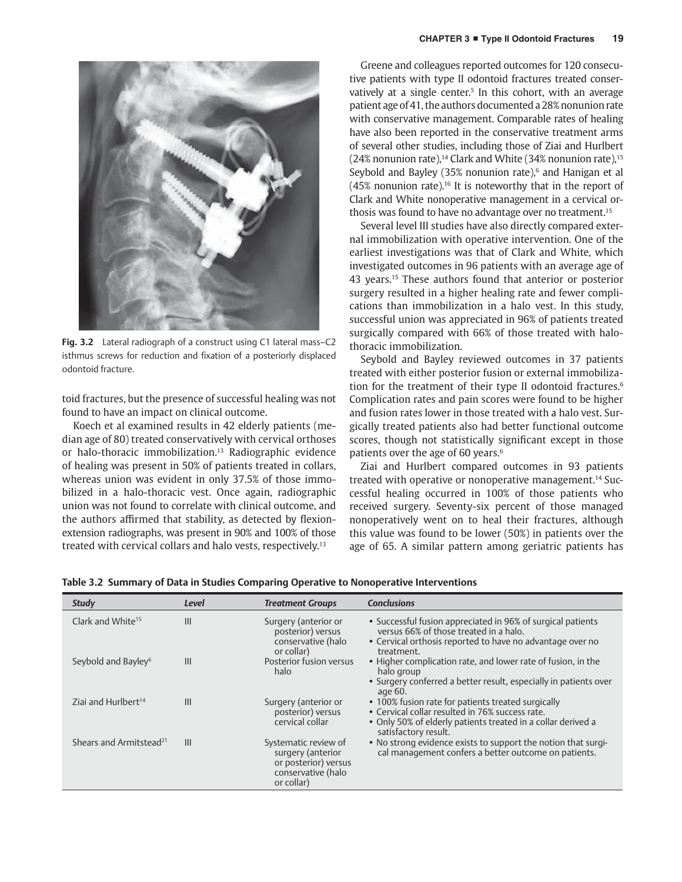Fig. 3.2 Lateral radiograph of a construct using C1 lateral mass–C2 isthmus screws for reduction and fixation of a posteriorly displaced odontoid fracture.

toid fractures, but the presence of successful healing was not found to have an impact on clinical outcome.

Koech et al examined results in 42 elderly patients (median age of 80) treated conservatively with cervical orthoses or halo-thoracic immobilization.[13] Radiographic evidence of healing was present in 50% of patients treated in collars, whereas union was evident in only 37.5% of those immobilized in a halo-thoracic vest. Once again, radiographic union was not found to correlate with clinical outcome, and the authors affirmed that stability, as detected by flexion-extension radiographs, was present in 90% and 100% of those treated with cervical collars and halo vests, respectively.[13]

Greene and colleagues reported outcomes for 120 consecutive patients with type II odontoid fractures treated conservatively at a single center.[5] In this cohort, with an average patient age of 41, the authors documented a 28% nonunion rate with conservative management. Comparable rates of healing have also been reported in the conservative treatment arms of several other studies, including those of Ziai and Hurlbert (24% nonunion rate),[14] Clark and White (34% nonunion rate),[15] Seybold and Bayley (35% nonunion rate),[6] and Hanigan et al (45% nonunion rate).[16] It is noteworthy that in the report of Clark and White nonoperative management in a cervical orthosis was found to have no advantage over no treatment.[15]

Several level III studies have also directly compared external immobilization with operative intervention. One of the earliest investigations was that of Clark and White, which investigated outcomes in 96 patients with an average age of 43 years.[15] These authors found that anterior or posterior surgery resulted in a higher healing rate and fewer complications than immobilization in a halo vest. In this study, successful union was appreciated in 96% of patients treated surgically compared with 66% of those treated with halo-thoracic immobilization.

Seybold and Bayley reviewed outcomes in 37 patients treated with either posterior fusion or external immobilization for the treatment of their type II odontoid fractures.[6] Complication rates and pain scores were found to be higher and fusion rates lower in those treated with a halo vest. Surgically treated patients also had better functional outcome scores, though not statistically significant except in those patients over the age of 60 years.[6]

Ziai and Hurlbert compared outcomes in 93 patients treated with operative or nonoperative management.[14] Successful healing occurred in 100% of those patients who received surgery. Seventy-six percent of those managed nonoperatively went on to heal their fractures, although this value was found to be lower (50%) in patients over the age of 65. A similar pattern among geriatric patients has

**Table 3.2 Summary of Data in Studies Comparing Operative to Nonoperative Interventions**

| *Study* | *Level* | *Treatment Groups* | *Conclusions* |
|---|---|---|---|
| Clark and White[15] | III | Surgery (anterior or posterior) versus conservative (halo or collar) | • Successful fusion appreciated in 96% of surgical patients versus 66% of those treated in a halo. • Cervical orthosis reported to have no advantage over no treatment. |
| Seybold and Bayley[6] | III | Posterior fusion versus halo | • Higher complication rate, and lower rate of fusion, in the halo group • Surgery conferred a better result, especially in patients over age 60. |
| Ziai and Hurlbert[14] | III | Surgery (anterior or posterior) versus cervical collar | • 100% fusion rate for patients treated surgically • Cervical collar resulted in 76% success rate. • Only 50% of elderly patients treated in a collar derived a satisfactory result. |
| Shears and Armitstead[21] | III | Systematic review of surgery (anterior or posterior) versus conservative (halo or collar) | • No strong evidence exists to support the notion that surgical management confers a better outcome on patients. |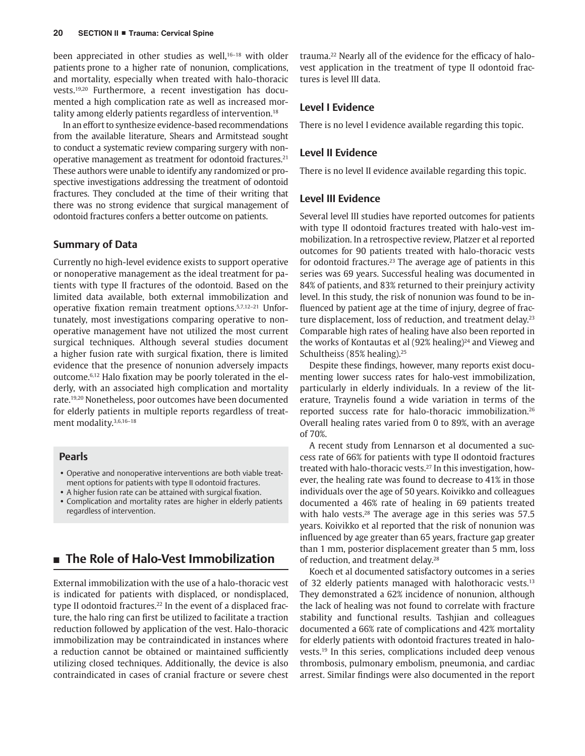been appreciated in other studies as well,[16–18] with older patients prone to a higher rate of nonunion, complications, and mortality, especially when treated with halo-thoracic vests.[19,20] Furthermore, a recent investigation has documented a high complication rate as well as increased mortality among elderly patients regardless of intervention.[18]

In an effort to synthesize evidence-based recommendations from the available literature, Shears and Armitstead sought to conduct a systematic review comparing surgery with nonoperative management as treatment for odontoid fractures.[21] These authors were unable to identify any randomized or prospective investigations addressing the treatment of odontoid fractures. They concluded at the time of their writing that there was no strong evidence that surgical management of odontoid fractures confers a better outcome on patients.

### Summary of Data

Currently no high-level evidence exists to support operative or nonoperative management as the ideal treatment for patients with type II fractures of the odontoid. Based on the limited data available, both external immobilization and operative fixation remain treatment options.[5,7,12–21] Unfortunately, most investigations comparing operative to nonoperative management have not utilized the most current surgical techniques. Although several studies document a higher fusion rate with surgical fixation, there is limited evidence that the presence of nonunion adversely impacts outcome.[6,12] Halo fixation may be poorly tolerated in the elderly, with an associated high complication and mortality rate.[19,20] Nonetheless, poor outcomes have been documented for elderly patients in multiple reports regardless of treatment modality.[3,6,16–18]

**Pearls**

- Operative and nonoperative interventions are both viable treatment options for patients with type II odontoid fractures.
- A higher fusion rate can be attained with surgical fixation.
- Complication and mortality rates are higher in elderly patients regardless of intervention.

## The Role of Halo-Vest Immobilization

External immobilization with the use of a halo-thoracic vest is indicated for patients with displaced, or nondisplaced, type II odontoid fractures.[22] In the event of a displaced fracture, the halo ring can first be utilized to facilitate a traction reduction followed by application of the vest. Halo-thoracic immobilization may be contraindicated in instances where a reduction cannot be obtained or maintained sufficiently utilizing closed techniques. Additionally, the device is also contraindicated in cases of cranial fracture or severe chest trauma.[22] Nearly all of the evidence for the efficacy of halo-vest application in the treatment of type II odontoid fractures is level III data.

### Level I Evidence

There is no level I evidence available regarding this topic.

### Level II Evidence

There is no level II evidence available regarding this topic.

### Level III Evidence

Several level III studies have reported outcomes for patients with type II odontoid fractures treated with halo-vest immobilization. In a retrospective review, Platzer et al reported outcomes for 90 patients treated with halo-thoracic vests for odontoid fractures.[23] The average age of patients in this series was 69 years. Successful healing was documented in 84% of patients, and 83% returned to their preinjury activity level. In this study, the risk of nonunion was found to be influenced by patient age at the time of injury, degree of fracture displacement, loss of reduction, and treatment delay.[23] Comparable high rates of healing have also been reported in the works of Kontautas et al (92% healing)[24] and Vieweg and Schultheiss (85% healing).[25]

Despite these findings, however, many reports exist documenting lower success rates for halo-vest immobilization, particularly in elderly individuals. In a review of the literature, Traynelis found a wide variation in terms of the reported success rate for halo-thoracic immobilization.[26] Overall healing rates varied from 0 to 89%, with an average of 70%.

A recent study from Lennarson et al documented a success rate of 66% for patients with type II odontoid fractures treated with halo-thoracic vests.[27] In this investigation, however, the healing rate was found to decrease to 41% in those individuals over the age of 50 years. Koivikko and colleagues documented a 46% rate of healing in 69 patients treated with halo vests.[28] The average age in this series was 57.5 years. Koivikko et al reported that the risk of nonunion was influenced by age greater than 65 years, fracture gap greater than 1 mm, posterior displacement greater than 5 mm, loss of reduction, and treatment delay.[28]

Koech et al documented satisfactory outcomes in a series of 32 elderly patients managed with halothoracic vests.[13] They demonstrated a 62% incidence of nonunion, although the lack of healing was not found to correlate with fracture stability and functional results. Tashjian and colleagues documented a 66% rate of complications and 42% mortality for elderly patients with odontoid fractures treated in halo-vests.[19] In this series, complications included deep venous thrombosis, pulmonary embolism, pneumonia, and cardiac arrest. Similar findings were also documented in the report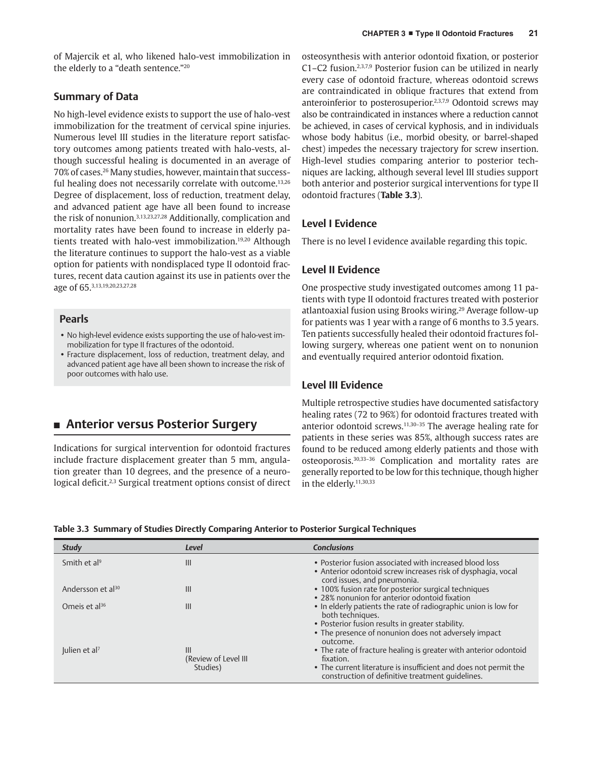of Majercik et al, who likened halo-vest immobilization in the elderly to a "death sentence."[20]

### Summary of Data

No high-level evidence exists to support the use of halo-vest immobilization for the treatment of cervical spine injuries. Numerous level III studies in the literature report satisfactory outcomes among patients treated with halo-vests, although successful healing is documented in an average of 70% of cases.[26] Many studies, however, maintain that successful healing does not necessarily correlate with outcome.[13,26] Degree of displacement, loss of reduction, treatment delay, and advanced patient age have all been found to increase the risk of nonunion.[3,13,23,27,28] Additionally, complication and mortality rates have been found to increase in elderly patients treated with halo-vest immobilization.[19,20] Although the literature continues to support the halo-vest as a viable option for patients with nondisplaced type II odontoid fractures, recent data caution against its use in patients over the age of 65.[3,13,19,20,23,27,28]

> **Pearls**
>
> - No high-level evidence exists supporting the use of halo-vest immobilization for type II fractures of the odontoid.
> - Fracture displacement, loss of reduction, treatment delay, and advanced patient age have all been shown to increase the risk of poor outcomes with halo use.

## ■ Anterior versus Posterior Surgery

Indications for surgical intervention for odontoid fractures include fracture displacement greater than 5 mm, angulation greater than 10 degrees, and the presence of a neurological deficit.[2,3] Surgical treatment options consist of direct osteosynthesis with anterior odontoid fixation, or posterior C1–C2 fusion.[2,3,7,9] Posterior fusion can be utilized in nearly every case of odontoid fracture, whereas odontoid screws are contraindicated in oblique fractures that extend from anteroinferior to posterosuperior.[2,3,7,9] Odontoid screws may also be contraindicated in instances where a reduction cannot be achieved, in cases of cervical kyphosis, and in individuals whose body habitus (i.e., morbid obesity, or barrel-shaped chest) impedes the necessary trajectory for screw insertion. High-level studies comparing anterior to posterior techniques are lacking, although several level III studies support both anterior and posterior surgical interventions for type II odontoid fractures (**Table 3.3**).

### Level I Evidence

There is no level I evidence available regarding this topic.

### Level II Evidence

One prospective study investigated outcomes among 11 patients with type II odontoid fractures treated with posterior atlantoaxial fusion using Brooks wiring.[29] Average follow-up for patients was 1 year with a range of 6 months to 3.5 years. Ten patients successfully healed their odontoid fractures following surgery, whereas one patient went on to nonunion and eventually required anterior odontoid fixation.

### Level III Evidence

Multiple retrospective studies have documented satisfactory healing rates (72 to 96%) for odontoid fractures treated with anterior odontoid screws.[11,30–35] The average healing rate for patients in these series was 85%, although success rates are found to be reduced among elderly patients and those with osteoporosis.[30,33–36] Complication and mortality rates are generally reported to be low for this technique, though higher in the elderly.[11,30,33]

**Table 3.3 Summary of Studies Directly Comparing Anterior to Posterior Surgical Techniques**

| *Study* | *Level* | *Conclusions* |
|---|---|---|
| Smith et al[9] | III | • Posterior fusion associated with increased blood loss<br>• Anterior odontoid screw increases risk of dysphagia, vocal cord issues, and pneumonia. |
| Andersson et al[30] | III | • 100% fusion rate for posterior surgical techniques<br>• 28% nonunion for anterior odontoid fixation |
| Omeis et al[36] | III | • In elderly patients the rate of radiographic union is low for both techniques.<br>• Posterior fusion results in greater stability.<br>• The presence of nonunion does not adversely impact outcome. |
| Julien et al[7] | III (Review of Level III Studies) | • The rate of fracture healing is greater with anterior odontoid fixation.<br>• The current literature is insufficient and does not permit the construction of definitive treatment guidelines. |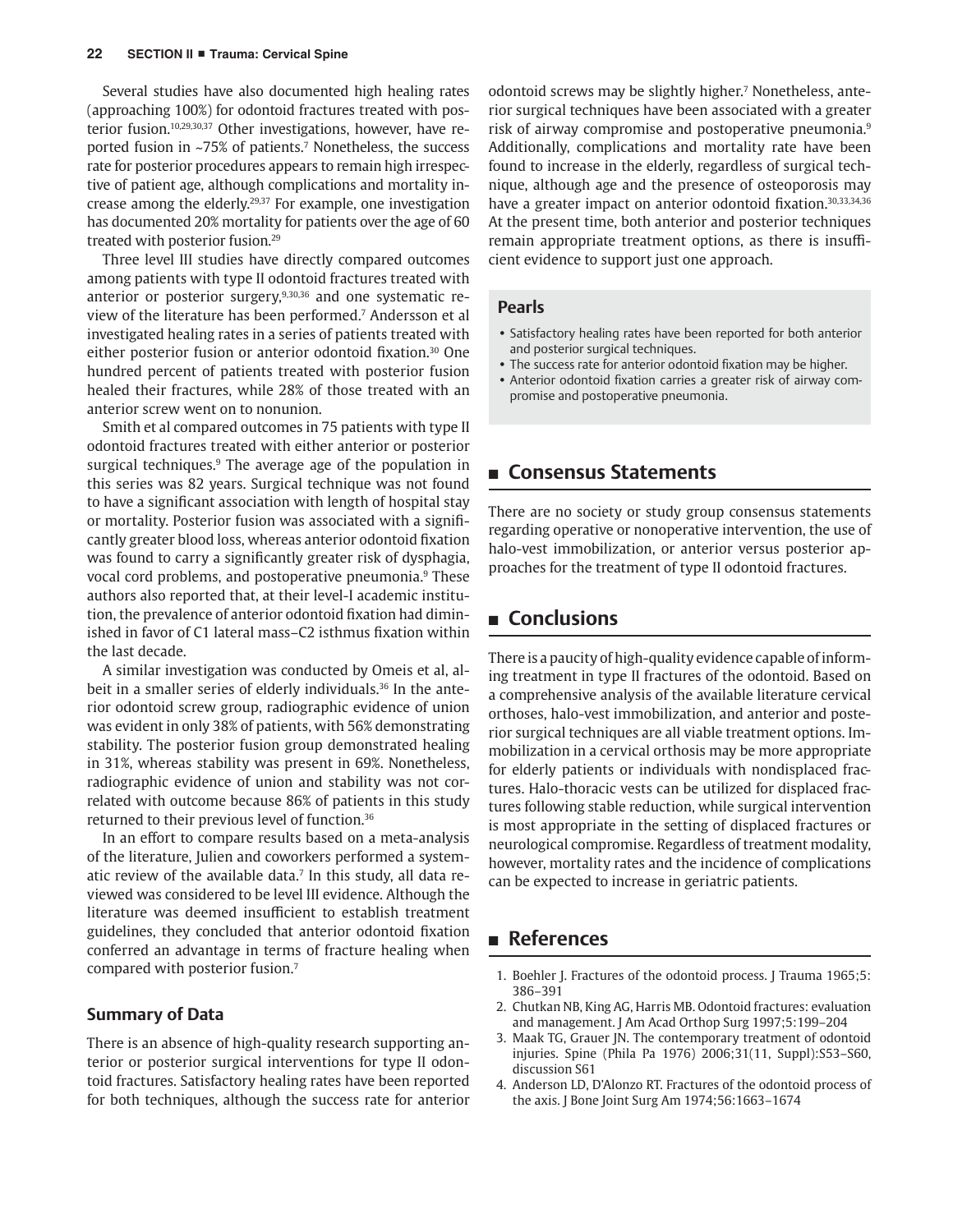Several studies have also documented high healing rates (approaching 100%) for odontoid fractures treated with posterior fusion.[10,29,30,37] Other investigations, however, have reported fusion in ~75% of patients.[7] Nonetheless, the success rate for posterior procedures appears to remain high irrespective of patient age, although complications and mortality increase among the elderly.[29,37] For example, one investigation has documented 20% mortality for patients over the age of 60 treated with posterior fusion.[29]

Three level III studies have directly compared outcomes among patients with type II odontoid fractures treated with anterior or posterior surgery,[9,30,36] and one systematic review of the literature has been performed.[7] Andersson et al investigated healing rates in a series of patients treated with either posterior fusion or anterior odontoid fixation.[30] One hundred percent of patients treated with posterior fusion healed their fractures, while 28% of those treated with an anterior screw went on to nonunion.

Smith et al compared outcomes in 75 patients with type II odontoid fractures treated with either anterior or posterior surgical techniques.[9] The average age of the population in this series was 82 years. Surgical technique was not found to have a significant association with length of hospital stay or mortality. Posterior fusion was associated with a significantly greater blood loss, whereas anterior odontoid fixation was found to carry a significantly greater risk of dysphagia, vocal cord problems, and postoperative pneumonia.[9] These authors also reported that, at their level-I academic institution, the prevalence of anterior odontoid fixation had diminished in favor of C1 lateral mass–C2 isthmus fixation within the last decade.

A similar investigation was conducted by Omeis et al, albeit in a smaller series of elderly individuals.[36] In the anterior odontoid screw group, radiographic evidence of union was evident in only 38% of patients, with 56% demonstrating stability. The posterior fusion group demonstrated healing in 31%, whereas stability was present in 69%. Nonetheless, radiographic evidence of union and stability was not correlated with outcome because 86% of patients in this study returned to their previous level of function.[36]

In an effort to compare results based on a meta-analysis of the literature, Julien and coworkers performed a systematic review of the available data.[7] In this study, all data reviewed was considered to be level III evidence. Although the literature was deemed insufficient to establish treatment guidelines, they concluded that anterior odontoid fixation conferred an advantage in terms of fracture healing when compared with posterior fusion.[7]

### Summary of Data

There is an absence of high-quality research supporting anterior or posterior surgical interventions for type II odontoid fractures. Satisfactory healing rates have been reported for both techniques, although the success rate for anterior odontoid screws may be slightly higher.[7] Nonetheless, anterior surgical techniques have been associated with a greater risk of airway compromise and postoperative pneumonia.[9] Additionally, complications and mortality rate have been found to increase in the elderly, regardless of surgical technique, although age and the presence of osteoporosis may have a greater impact on anterior odontoid fixation.[30,33,34,36] At the present time, both anterior and posterior techniques remain appropriate treatment options, as there is insufficient evidence to support just one approach.

### Pearls

- Satisfactory healing rates have been reported for both anterior and posterior surgical techniques.
- The success rate for anterior odontoid fixation may be higher.
- Anterior odontoid fixation carries a greater risk of airway compromise and postoperative pneumonia.

## ■ Consensus Statements

There are no society or study group consensus statements regarding operative or nonoperative intervention, the use of halo-vest immobilization, or anterior versus posterior approaches for the treatment of type II odontoid fractures.

## ■ Conclusions

There is a paucity of high-quality evidence capable of informing treatment in type II fractures of the odontoid. Based on a comprehensive analysis of the available literature cervical orthoses, halo-vest immobilization, and anterior and posterior surgical techniques are all viable treatment options. Immobilization in a cervical orthosis may be more appropriate for elderly patients or individuals with nondisplaced fractures. Halo-thoracic vests can be utilized for displaced fractures following stable reduction, while surgical intervention is most appropriate in the setting of displaced fractures or neurological compromise. Regardless of treatment modality, however, mortality rates and the incidence of complications can be expected to increase in geriatric patients.

## ■ References

1. Boehler J. Fractures of the odontoid process. J Trauma 1965;5:386–391
2. Chutkan NB, King AG, Harris MB. Odontoid fractures: evaluation and management. J Am Acad Orthop Surg 1997;5:199–204
3. Maak TG, Grauer JN. The contemporary treatment of odontoid injuries. Spine (Phila Pa 1976) 2006;31(11, Suppl):S53–S60, discussion S61
4. Anderson LD, D'Alonzo RT. Fractures of the odontoid process of the axis. J Bone Joint Surg Am 1974;56:1663–1674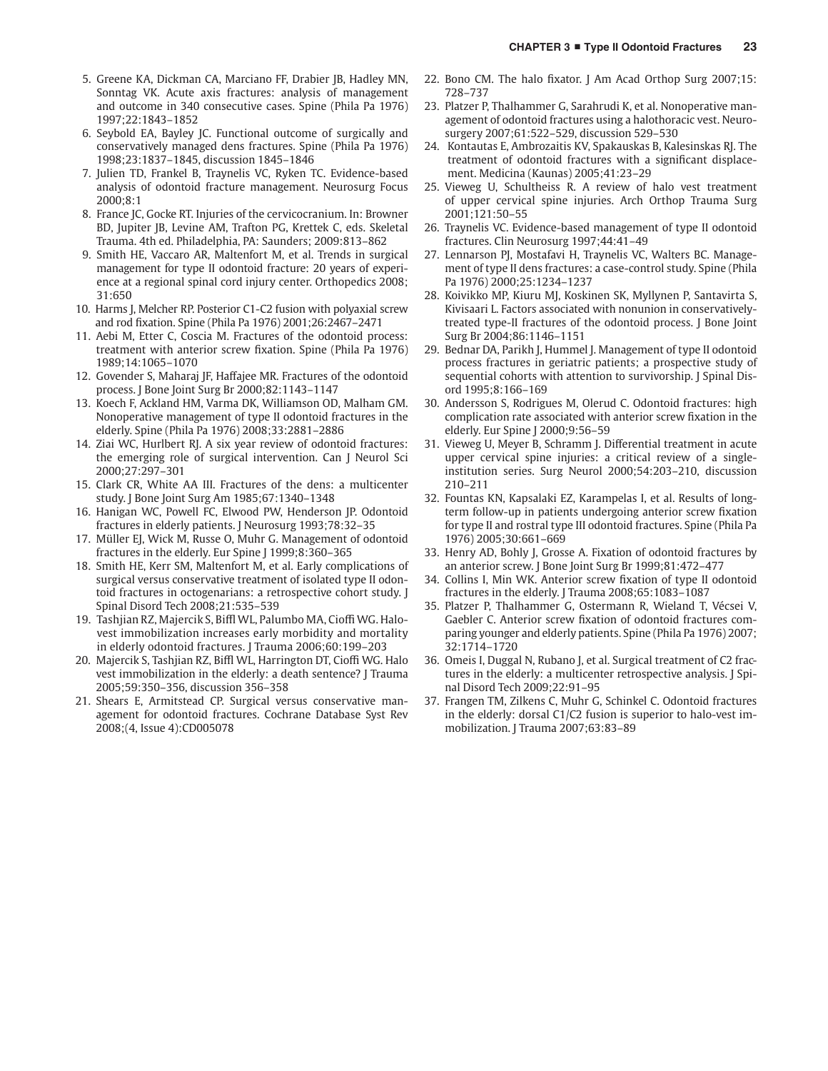5. Greene KA, Dickman CA, Marciano FF, Drabier JB, Hadley MN, Sonntag VK. Acute axis fractures: analysis of management and outcome in 340 consecutive cases. Spine (Phila Pa 1976) 1997;22:1843–1852
6. Seybold EA, Bayley JC. Functional outcome of surgically and conservatively managed dens fractures. Spine (Phila Pa 1976) 1998;23:1837–1845, discussion 1845–1846
7. Julien TD, Frankel B, Traynelis VC, Ryken TC. Evidence-based analysis of odontoid fracture management. Neurosurg Focus 2000;8:1
8. France JC, Gocke RT. Injuries of the cervicocranium. In: Browner BD, Jupiter JB, Levine AM, Trafton PG, Krettek C, eds. Skeletal Trauma. 4th ed. Philadelphia, PA: Saunders; 2009:813–862
9. Smith HE, Vaccaro AR, Maltenfort M, et al. Trends in surgical management for type II odontoid fracture: 20 years of experience at a regional spinal cord injury center. Orthopedics 2008; 31:650
10. Harms J, Melcher RP. Posterior C1-C2 fusion with polyaxial screw and rod fixation. Spine (Phila Pa 1976) 2001;26:2467–2471
11. Aebi M, Etter C, Coscia M. Fractures of the odontoid process: treatment with anterior screw fixation. Spine (Phila Pa 1976) 1989;14:1065–1070
12. Govender S, Maharaj JF, Haffajee MR. Fractures of the odontoid process. J Bone Joint Surg Br 2000;82:1143–1147
13. Koech F, Ackland HM, Varma DK, Williamson OD, Malham GM. Nonoperative management of type II odontoid fractures in the elderly. Spine (Phila Pa 1976) 2008;33:2881–2886
14. Ziai WC, Hurlbert RJ. A six year review of odontoid fractures: the emerging role of surgical intervention. Can J Neurol Sci 2000;27:297–301
15. Clark CR, White AA III. Fractures of the dens: a multicenter study. J Bone Joint Surg Am 1985;67:1340–1348
16. Hanigan WC, Powell FC, Elwood PW, Henderson JP. Odontoid fractures in elderly patients. J Neurosurg 1993;78:32–35
17. Müller EJ, Wick M, Russe O, Muhr G. Management of odontoid fractures in the elderly. Eur Spine J 1999;8:360–365
18. Smith HE, Kerr SM, Maltenfort M, et al. Early complications of surgical versus conservative treatment of isolated type II odontoid fractures in octogenarians: a retrospective cohort study. J Spinal Disord Tech 2008;21:535–539
19. Tashjian RZ, Majercik S, Biffl WL, Palumbo MA, Cioffi WG. Halo-vest immobilization increases early morbidity and mortality in elderly odontoid fractures. J Trauma 2006;60:199–203
20. Majercik S, Tashjian RZ, Biffl WL, Harrington DT, Cioffi WG. Halo vest immobilization in the elderly: a death sentence? J Trauma 2005;59:350–356, discussion 356–358
21. Shears E, Armitstead CP. Surgical versus conservative management for odontoid fractures. Cochrane Database Syst Rev 2008;(4, Issue 4):CD005078
22. Bono CM. The halo fixator. J Am Acad Orthop Surg 2007;15: 728–737
23. Platzer P, Thalhammer G, Sarahrudi K, et al. Nonoperative management of odontoid fractures using a halothoracic vest. Neurosurgery 2007;61:522–529, discussion 529–530
24. Kontautas E, Ambrozaitis KV, Spakauskas B, Kalesinskas RJ. The treatment of odontoid fractures with a significant displacement. Medicina (Kaunas) 2005;41:23–29
25. Vieweg U, Schultheiss R. A review of halo vest treatment of upper cervical spine injuries. Arch Orthop Trauma Surg 2001;121:50–55
26. Traynelis VC. Evidence-based management of type II odontoid fractures. Clin Neurosurg 1997;44:41–49
27. Lennarson PJ, Mostafavi H, Traynelis VC, Walters BC. Management of type II dens fractures: a case-control study. Spine (Phila Pa 1976) 2000;25:1234–1237
28. Koivikko MP, Kiuru MJ, Koskinen SK, Myllynen P, Santavirta S, Kivisaari L. Factors associated with nonunion in conservatively-treated type-II fractures of the odontoid process. J Bone Joint Surg Br 2004;86:1146–1151
29. Bednar DA, Parikh J, Hummel J. Management of type II odontoid process fractures in geriatric patients; a prospective study of sequential cohorts with attention to survivorship. J Spinal Disord 1995;8:166–169
30. Andersson S, Rodrigues M, Olerud C. Odontoid fractures: high complication rate associated with anterior screw fixation in the elderly. Eur Spine J 2000;9:56–59
31. Vieweg U, Meyer B, Schramm J. Differential treatment in acute upper cervical spine injuries: a critical review of a single-institution series. Surg Neurol 2000;54:203–210, discussion 210–211
32. Fountas KN, Kapsalaki EZ, Karampelas I, et al. Results of long-term follow-up in patients undergoing anterior screw fixation for type II and rostral type III odontoid fractures. Spine (Phila Pa 1976) 2005;30:661–669
33. Henry AD, Bohly J, Grosse A. Fixation of odontoid fractures by an anterior screw. J Bone Joint Surg Br 1999;81:472–477
34. Collins I, Min WK. Anterior screw fixation of type II odontoid fractures in the elderly. J Trauma 2008;65:1083–1087
35. Platzer P, Thalhammer G, Ostermann R, Wieland T, Vécsei V, Gaebler C. Anterior screw fixation of odontoid fractures comparing younger and elderly patients. Spine (Phila Pa 1976) 2007; 32:1714–1720
36. Omeis I, Duggal N, Rubano J, et al. Surgical treatment of C2 fractures in the elderly: a multicenter retrospective analysis. J Spinal Disord Tech 2009;22:91–95
37. Frangen TM, Zilkens C, Muhr G, Schinkel C. Odontoid fractures in the elderly: dorsal C1/C2 fusion is superior to halo-vest immobilization. J Trauma 2007;63:83–89